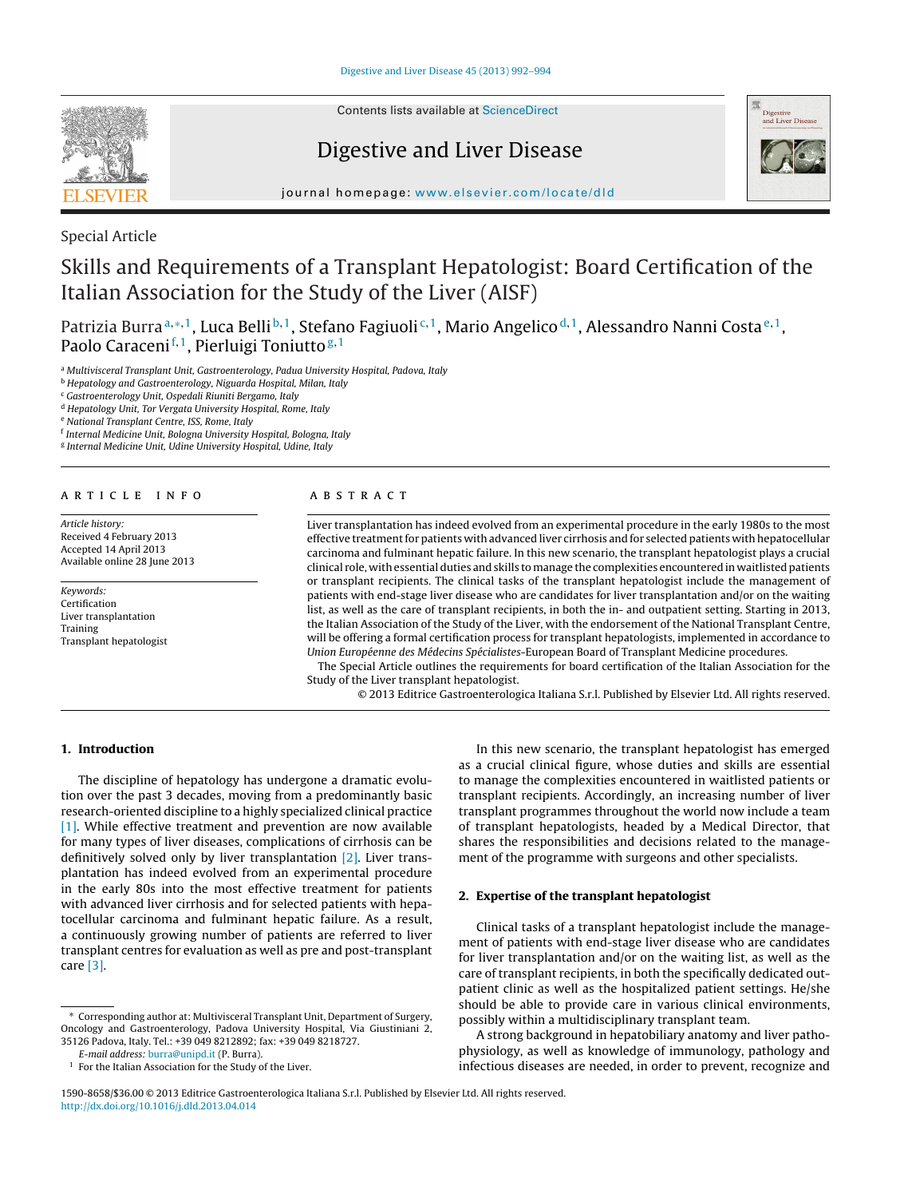Special Article

# Skills and Requirements of a Transplant Hepatologist: Board Certification of the Italian Association for the Study of the Liver (AISF)

Patrizia Burra[a,*,1], Luca Belli[b,1], Stefano Fagiuoli[c,1], Mario Angelico[d,1], Alessandro Nanni Costa[e,1], Paolo Caraceni[f,1], Pierluigi Toniutto[g,1]

[a] *Multivisceral Transplant Unit, Gastroenterology, Padua University Hospital, Padova, Italy*
[b] *Hepatology and Gastroenterology, Niguarda Hospital, Milan, Italy*
[c] *Gastroenterology Unit, Ospedali Riuniti Bergamo, Italy*
[d] *Hepatology Unit, Tor Vergata University Hospital, Rome, Italy*
[e] *National Transplant Centre, ISS, Rome, Italy*
[f] *Internal Medicine Unit, Bologna University Hospital, Bologna, Italy*
[g] *Internal Medicine Unit, Udine University Hospital, Udine, Italy*

## ARTICLE INFO

*Article history:*
Received 4 February 2013
Accepted 14 April 2013
Available online 28 June 2013

*Keywords:*
Certification
Liver transplantation
Training
Transplant hepatologist

## ABSTRACT

Liver transplantation has indeed evolved from an experimental procedure in the early 1980s to the most effective treatment for patients with advanced liver cirrhosis and for selected patients with hepatocellular carcinoma and fulminant hepatic failure. In this new scenario, the transplant hepatologist plays a crucial clinical role, with essential duties and skills to manage the complexities encountered in waitlisted patients or transplant recipients. The clinical tasks of the transplant hepatologist include the management of patients with end-stage liver disease who are candidates for liver transplantation and/or on the waiting list, as well as the care of transplant recipients, in both the in- and outpatient setting. Starting in 2013, the Italian Association of the Study of the Liver, with the endorsement of the National Transplant Centre, will be offering a formal certification process for transplant hepatologists, implemented in accordance to *Union Européenne des Médecins Spécialistes*-European Board of Transplant Medicine procedures.

The Special Article outlines the requirements for board certification of the Italian Association for the Study of the Liver transplant hepatologist.

© 2013 Editrice Gastroenterologica Italiana S.r.l. Published by Elsevier Ltd. All rights reserved.

## 1. Introduction

The discipline of hepatology has undergone a dramatic evolution over the past 3 decades, moving from a predominantly basic research-oriented discipline to a highly specialized clinical practice [1]. While effective treatment and prevention are now available for many types of liver diseases, complications of cirrhosis can be definitively solved only by liver transplantation [2]. Liver transplantation has indeed evolved from an experimental procedure in the early 80s into the most effective treatment for patients with advanced liver cirrhosis and for selected patients with hepatocellular carcinoma and fulminant hepatic failure. As a result, a continuously growing number of patients are referred to liver transplant centres for evaluation as well as pre and post-transplant care [3].

In this new scenario, the transplant hepatologist has emerged as a crucial clinical figure, whose duties and skills are essential to manage the complexities encountered in waitlisted patients or transplant recipients. Accordingly, an increasing number of liver transplant programmes throughout the world now include a team of transplant hepatologists, headed by a Medical Director, that shares the responsibilities and decisions related to the management of the programme with surgeons and other specialists.

## 2. Expertise of the transplant hepatologist

Clinical tasks of a transplant hepatologist include the management of patients with end-stage liver disease who are candidates for liver transplantation and/or on the waiting list, as well as the care of transplant recipients, in both the specifically dedicated outpatient clinic as well as the hospitalized patient settings. He/she should be able to provide care in various clinical environments, possibly within a multidisciplinary transplant team.

A strong background in hepatobiliary anatomy and liver pathophysiology, as well as knowledge of immunology, pathology and infectious diseases are needed, in order to prevent, recognize and

\* Corresponding author at: Multivisceral Transplant Unit, Department of Surgery, Oncology and Gastroenterology, Padova University Hospital, Via Giustiniani 2, 35126 Padova, Italy. Tel.: +39 049 8212892; fax: +39 049 8218727.
*E-mail address:* burra@unipd.it (P. Burra).
[1] For the Italian Association for the Study of the Liver.

1590-8658/$36.00 © 2013 Editrice Gastroenterologica Italiana S.r.l. Published by Elsevier Ltd. All rights reserved.
http://dx.doi.org/10.1016/j.dld.2013.04.014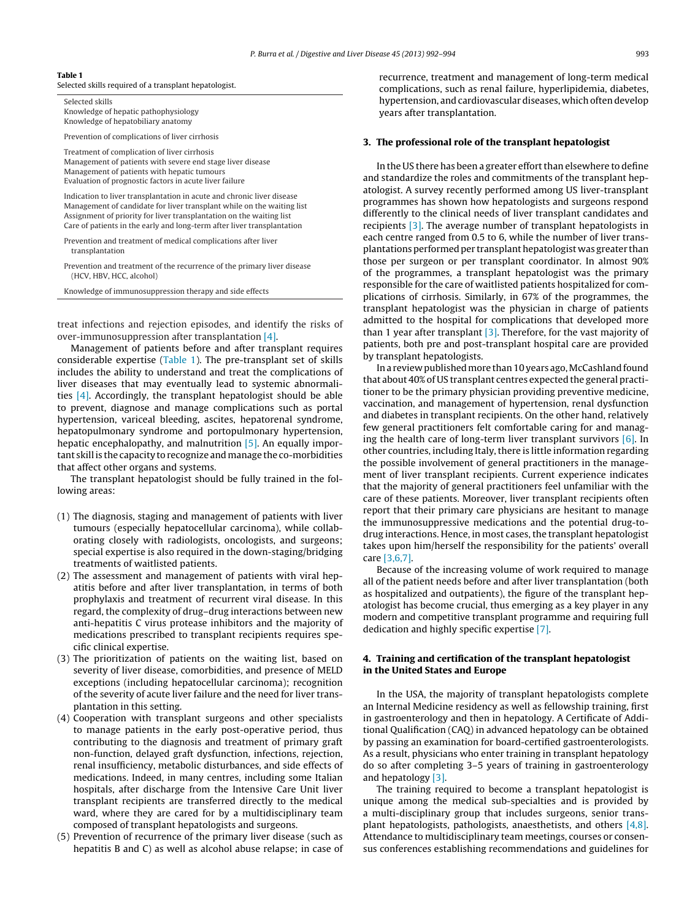**Table 1**
Selected skills required of a transplant hepatologist.

| Selected skills |
|---|
| Knowledge of hepatic pathophysiology<br>Knowledge of hepatobiliary anatomy |
| Prevention of complications of liver cirrhosis |
| Treatment of complication of liver cirrhosis<br>Management of patients with severe end stage liver disease<br>Management of patients with hepatic tumours<br>Evaluation of prognostic factors in acute liver failure |
| Indication to liver transplantation in acute and chronic liver disease<br>Management of candidate for liver transplant while on the waiting list<br>Assignment of priority for liver transplantation on the waiting list<br>Care of patients in the early and long-term after liver transplantation |
| Prevention and treatment of medical complications after liver transplantation |
| Prevention and treatment of the recurrence of the primary liver disease (HCV, HBV, HCC, alcohol) |
| Knowledge of immunosuppression therapy and side effects |

treat infections and rejection episodes, and identify the risks of over-immunosuppression after transplantation [4].

Management of patients before and after transplant requires considerable expertise (Table 1). The pre-transplant set of skills includes the ability to understand and treat the complications of liver diseases that may eventually lead to systemic abnormalities [4]. Accordingly, the transplant hepatologist should be able to prevent, diagnose and manage complications such as portal hypertension, variceal bleeding, ascites, hepatorenal syndrome, hepatopulmonary syndrome and portopulmonary hypertension, hepatic encephalopathy, and malnutrition [5]. An equally important skill is the capacity to recognize and manage the co-morbidities that affect other organs and systems.

The transplant hepatologist should be fully trained in the following areas:

(1) The diagnosis, staging and management of patients with liver tumours (especially hepatocellular carcinoma), while collaborating closely with radiologists, oncologists, and surgeons; special expertise is also required in the down-staging/bridging treatments of waitlisted patients.
(2) The assessment and management of patients with viral hepatitis before and after liver transplantation, in terms of both prophylaxis and treatment of recurrent viral disease. In this regard, the complexity of drug–drug interactions between new anti-hepatitis C virus protease inhibitors and the majority of medications prescribed to transplant recipients requires specific clinical expertise.
(3) The prioritization of patients on the waiting list, based on severity of liver disease, comorbidities, and presence of MELD exceptions (including hepatocellular carcinoma); recognition of the severity of acute liver failure and the need for liver transplantation in this setting.
(4) Cooperation with transplant surgeons and other specialists to manage patients in the early post-operative period, thus contributing to the diagnosis and treatment of primary graft non-function, delayed graft dysfunction, infections, rejection, renal insufficiency, metabolic disturbances, and side effects of medications. Indeed, in many centres, including some Italian hospitals, after discharge from the Intensive Care Unit liver transplant recipients are transferred directly to the medical ward, where they are cared for by a multidisciplinary team composed of transplant hepatologists and surgeons.
(5) Prevention of recurrence of the primary liver disease (such as hepatitis B and C) as well as alcohol abuse relapse; in case of recurrence, treatment and management of long-term medical complications, such as renal failure, hyperlipidemia, diabetes, hypertension, and cardiovascular diseases, which often develop years after transplantation.

## 3. The professional role of the transplant hepatologist

In the US there has been a greater effort than elsewhere to define and standardize the roles and commitments of the transplant hepatologist. A survey recently performed among US liver-transplant programmes has shown how hepatologists and surgeons respond differently to the clinical needs of liver transplant candidates and recipients [3]. The average number of transplant hepatologists in each centre ranged from 0.5 to 6, while the number of liver transplantations performed per transplant hepatologist was greater than those per surgeon or per transplant coordinator. In almost 90% of the programmes, a transplant hepatologist was the primary responsible for the care of waitlisted patients hospitalized for complications of cirrhosis. Similarly, in 67% of the programmes, the transplant hepatologist was the physician in charge of patients admitted to the hospital for complications that developed more than 1 year after transplant [3]. Therefore, for the vast majority of patients, both pre and post-transplant hospital care are provided by transplant hepatologists.

In a review published more than 10 years ago, McCashland found that about 40% of US transplant centres expected the general practitioner to be the primary physician providing preventive medicine, vaccination, and management of hypertension, renal dysfunction and diabetes in transplant recipients. On the other hand, relatively few general practitioners felt comfortable caring for and managing the health care of long-term liver transplant survivors [6]. In other countries, including Italy, there is little information regarding the possible involvement of general practitioners in the management of liver transplant recipients. Current experience indicates that the majority of general practitioners feel unfamiliar with the care of these patients. Moreover, liver transplant recipients often report that their primary care physicians are hesitant to manage the immunosuppressive medications and the potential drug-to-drug interactions. Hence, in most cases, the transplant hepatologist takes upon him/herself the responsibility for the patients' overall care [3,6,7].

Because of the increasing volume of work required to manage all of the patient needs before and after liver transplantation (both as hospitalized and outpatients), the figure of the transplant hepatologist has become crucial, thus emerging as a key player in any modern and competitive transplant programme and requiring full dedication and highly specific expertise [7].

## 4. Training and certification of the transplant hepatologist in the United States and Europe

In the USA, the majority of transplant hepatologists complete an Internal Medicine residency as well as fellowship training, first in gastroenterology and then in hepatology. A Certificate of Additional Qualification (CAQ) in advanced hepatology can be obtained by passing an examination for board-certified gastroenterologists. As a result, physicians who enter training in transplant hepatology do so after completing 3–5 years of training in gastroenterology and hepatology [3].

The training required to become a transplant hepatologist is unique among the medical sub-specialties and is provided by a multi-disciplinary group that includes surgeons, senior transplant hepatologists, pathologists, anaesthetists, and others [4,8]. Attendance to multidisciplinary team meetings, courses or consensus conferences establishing recommendations and guidelines for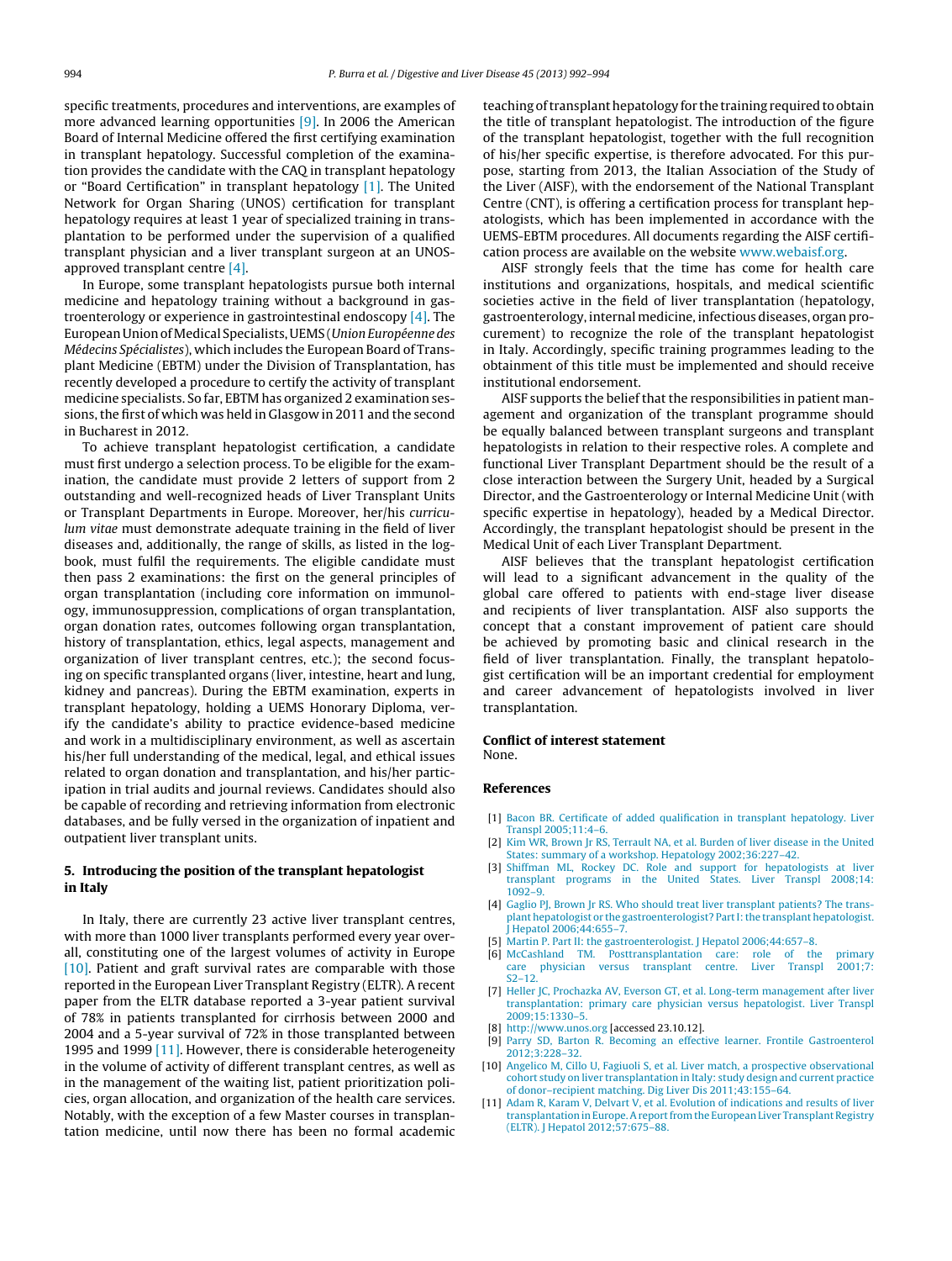specific treatments, procedures and interventions, are examples of more advanced learning opportunities [9]. In 2006 the American Board of Internal Medicine offered the first certifying examination in transplant hepatology. Successful completion of the examination provides the candidate with the CAQ in transplant hepatology or "Board Certification" in transplant hepatology [1]. The United Network for Organ Sharing (UNOS) certification for transplant hepatology requires at least 1 year of specialized training in transplantation to be performed under the supervision of a qualified transplant physician and a liver transplant surgeon at an UNOS-approved transplant centre [4].

In Europe, some transplant hepatologists pursue both internal medicine and hepatology training without a background in gastroenterology or experience in gastrointestinal endoscopy [4]. The European Union of Medical Specialists, UEMS (*Union Européenne des Médecins Spécialistes*), which includes the European Board of Transplant Medicine (EBTM) under the Division of Transplantation, has recently developed a procedure to certify the activity of transplant medicine specialists. So far, EBTM has organized 2 examination sessions, the first of which was held in Glasgow in 2011 and the second in Bucharest in 2012.

To achieve transplant hepatologist certification, a candidate must first undergo a selection process. To be eligible for the examination, the candidate must provide 2 letters of support from 2 outstanding and well-recognized heads of Liver Transplant Units or Transplant Departments in Europe. Moreover, her/his *curriculum vitae* must demonstrate adequate training in the field of liver diseases and, additionally, the range of skills, as listed in the logbook, must fulfil the requirements. The eligible candidate must then pass 2 examinations: the first on the general principles of organ transplantation (including core information on immunology, immunosuppression, complications of organ transplantation, organ donation rates, outcomes following organ transplantation, history of transplantation, ethics, legal aspects, management and organization of liver transplant centres, etc.); the second focusing on specific transplanted organs (liver, intestine, heart and lung, kidney and pancreas). During the EBTM examination, experts in transplant hepatology, holding a UEMS Honorary Diploma, verify the candidate's ability to practice evidence-based medicine and work in a multidisciplinary environment, as well as ascertain his/her full understanding of the medical, legal, and ethical issues related to organ donation and transplantation, and his/her participation in trial audits and journal reviews. Candidates should also be capable of recording and retrieving information from electronic databases, and be fully versed in the organization of inpatient and outpatient liver transplant units.

## 5. Introducing the position of the transplant hepatologist in Italy

In Italy, there are currently 23 active liver transplant centres, with more than 1000 liver transplants performed every year overall, constituting one of the largest volumes of activity in Europe [10]. Patient and graft survival rates are comparable with those reported in the European Liver Transplant Registry (ELTR). A recent paper from the ELTR database reported a 3-year patient survival of 78% in patients transplanted for cirrhosis between 2000 and 2004 and a 5-year survival of 72% in those transplanted between 1995 and 1999 [11]. However, there is considerable heterogeneity in the volume of activity of different transplant centres, as well as in the management of the waiting list, patient prioritization policies, organ allocation, and organization of the health care services. Notably, with the exception of a few Master courses in transplantation medicine, until now there has been no formal academic teaching of transplant hepatology for the training required to obtain the title of transplant hepatologist. The introduction of the figure of the transplant hepatologist, together with the full recognition of his/her specific expertise, is therefore advocated. For this purpose, starting from 2013, the Italian Association of the Study of the Liver (AISF), with the endorsement of the National Transplant Centre (CNT), is offering a certification process for transplant hepatologists, which has been implemented in accordance with the UEMS-EBTM procedures. All documents regarding the AISF certification process are available on the website www.webaisf.org.

AISF strongly feels that the time has come for health care institutions and organizations, hospitals, and medical scientific societies active in the field of liver transplantation (hepatology, gastroenterology, internal medicine, infectious diseases, organ procurement) to recognize the role of the transplant hepatologist in Italy. Accordingly, specific training programmes leading to the obtainment of this title must be implemented and should receive institutional endorsement.

AISF supports the belief that the responsibilities in patient management and organization of the transplant programme should be equally balanced between transplant surgeons and transplant hepatologists in relation to their respective roles. A complete and functional Liver Transplant Department should be the result of a close interaction between the Surgery Unit, headed by a Surgical Director, and the Gastroenterology or Internal Medicine Unit (with specific expertise in hepatology), headed by a Medical Director. Accordingly, the transplant hepatologist should be present in the Medical Unit of each Liver Transplant Department.

AISF believes that the transplant hepatologist certification will lead to a significant advancement in the quality of the global care offered to patients with end-stage liver disease and recipients of liver transplantation. AISF also supports the concept that a constant improvement of patient care should be achieved by promoting basic and clinical research in the field of liver transplantation. Finally, the transplant hepatologist certification will be an important credential for employment and career advancement of hepatologists involved in liver transplantation.

### Conflict of interest statement

None.

### References

[1] Bacon BR. Certificate of added qualification in transplant hepatology. Liver Transpl 2005;11:4–6.

[2] Kim WR, Brown Jr RS, Terrault NA, et al. Burden of liver disease in the United States: summary of a workshop. Hepatology 2002;36:227–42.

[3] Shiffman ML, Rockey DC. Role and support for hepatologists at liver transplant programs in the United States. Liver Transpl 2008;14: 1092–9.

[4] Gaglio PJ, Brown Jr RS. Who should treat liver transplant patients? The transplant hepatologist or the gastroenterologist? Part I: the transplant hepatologist. J Hepatol 2006;44:655–7.

[5] Martin P. Part II: the gastroenterologist. J Hepatol 2006;44:657–8.

[6] McCashland TM. Posttransplantation care: role of the primary care physician versus transplant centre. Liver Transpl 2001;7: S2–12.

[7] Heller JC, Prochazka AV, Everson GT, et al. Long-term management after liver transplantation: primary care physician versus hepatologist. Liver Transpl 2009;15:1330–5.

[8] http://www.unos.org [accessed 23.10.12].

[9] Parry SD, Barton R. Becoming an effective learner. Frontile Gastroenterol 2012;3:228–32.

[10] Angelico M, Cillo U, Fagiuoli S, et al. Liver match, a prospective observational cohort study on liver transplantation in Italy: study design and current practice of donor–recipient matching. Dig Liver Dis 2011;43:155–64.

[11] Adam R, Karam V, Delvart V, et al. Evolution of indications and results of liver transplantation in Europe. A report from the European Liver Transplant Registry (ELTR). J Hepatol 2012;57:675–88.